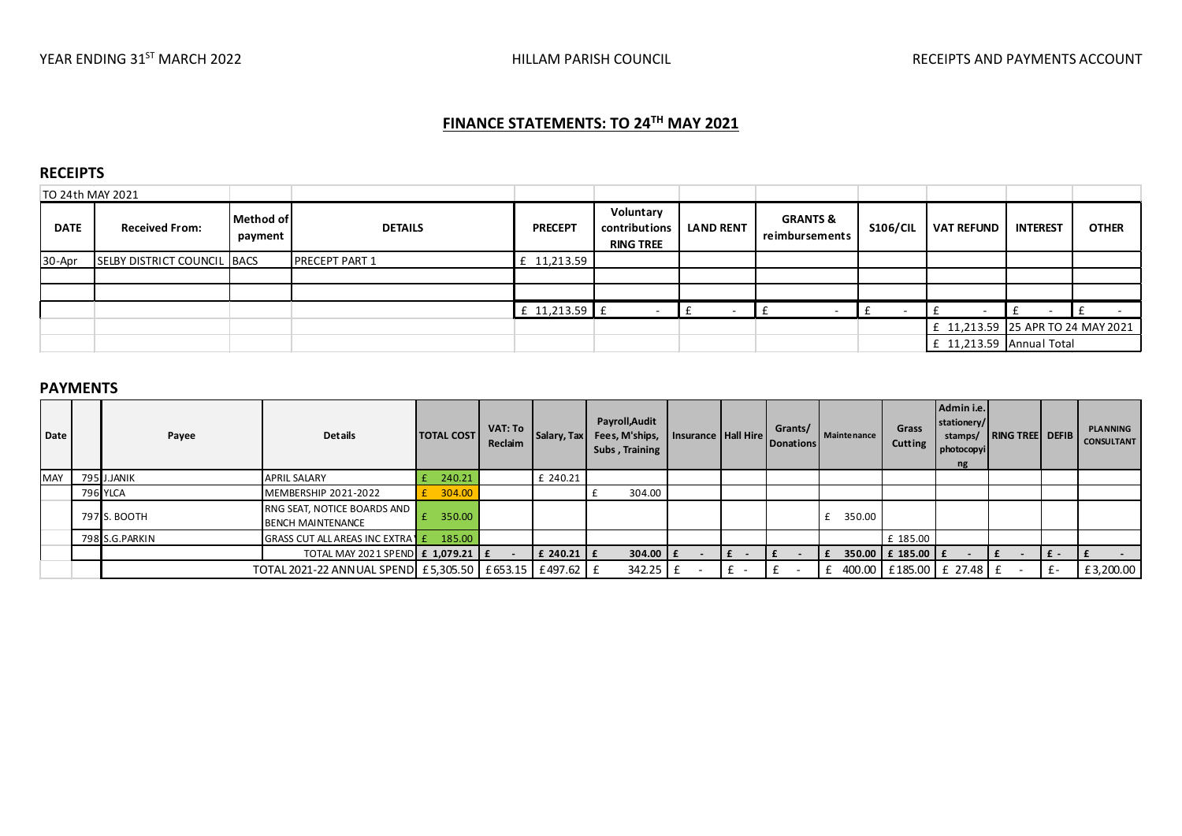YEAR ENDING 31[ST] MARCH 2022 HILLAM PARISH COUNCIL RECEIPTS AND PAYMENTS ACCOUNT

## FINANCE STATEMENTS: TO 24[TH] MAY 2021

### RECEIPTS

| TO 24th MAY 2021 | | | | | | | | | | | |
|---|---|---|---|---|---|---|---|---|---|---|---|
| DATE | Received From: | Method of payment | DETAILS | PRECEPT | Voluntary contributions RING TREE | LAND RENT | GRANTS & reimbursements | S106/CIL | VAT REFUND | INTEREST | OTHER |
| 30-Apr | SELBY DISTRICT COUNCIL | BACS | PRECEPT PART 1 | £ 11,213.59 | | | | | | | |
| | | | | | | | | | | | |
| | | | | | | | | | | | |
| | | | | £ 11,213.59 | £ - | £ - | £ - | £ - | £ - | £ - | £ - |
| | | | | | | | | | £ 11,213.59 | 25 APR TO 24 MAY 2021 | |
| | | | | | | | | | £ 11,213.59 | Annual Total | |

### PAYMENTS

| Date | | Payee | Details | TOTAL COST | VAT: To Reclaim | Salary, Tax | Payroll,Audit Fees, M'ships, Subs , Training | Insurance | Hall Hire | Grants/ Donations | Maintenance | Grass Cutting | Admin i.e. stationery/ stamps/ photocopying | RING TREE | DEFIB | PLANNING CONSULTANT |
|---|---|---|---|---|---|---|---|---|---|---|---|---|---|---|---|---|
| MAY | 795 | J.JANIK | APRIL SALARY | £ 240.21 | | £ 240.21 | | | | | | | | | | |
| | 796 | YLCA | MEMBERSHIP 2021-2022 | £ 304.00 | | | £ 304.00 | | | | | | | | | |
| | 797 | S. BOOTH | RNG SEAT, NOTICE BOARDS AND BENCH MAINTENANCE | £ 350.00 | | | | | | | £ 350.00 | | | | | |
| | 798 | S.G.PARKIN | GRASS CUT ALL AREAS INC EXTRA | £ 185.00 | | | | | | | | £ 185.00 | | | | |
| | | | TOTAL MAY 2021 SPEND | £ 1,079.21 | £ - | £ 240.21 | £ 304.00 | £ - | £ - | £ - | £ 350.00 | £ 185.00 | £ - | £ - | £ - | £ - |
| | | | TOTAL 2021-22 ANNUAL SPEND | £5,305.50 | £653.15 | £497.62 | £ 342.25 | £ - | £ - | £ - | £ 400.00 | £185.00 | £ 27.48 | £ - | £ - | £3,200.00 |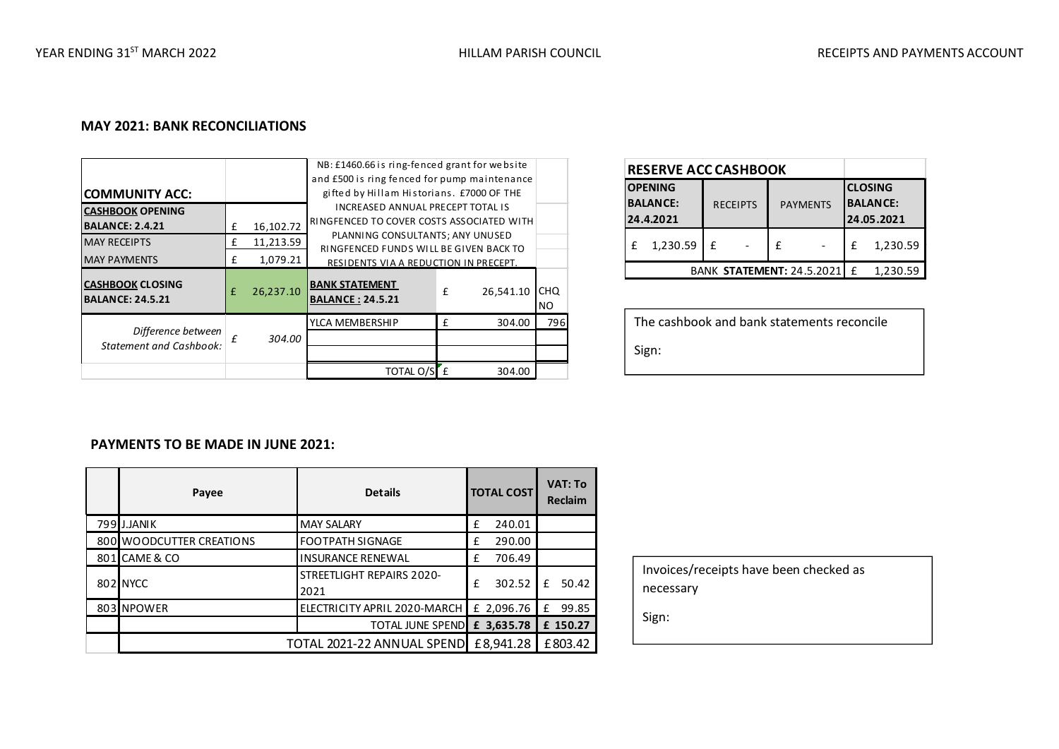YEAR ENDING 31ST MARCH 2022 — HILLAM PARISH COUNCIL — RECEIPTS AND PAYMENTS ACCOUNT

### MAY 2021: BANK RECONCILIATIONS

| COMMUNITY ACC: | | NB: £1460.66 is ring-fenced grant for website and £500 is ring fenced for pump maintenance gifted by Hillam Historians. £7000 OF THE INCREASED ANNUAL PRECEPT TOTAL IS RINGFENCED TO COVER COSTS ASSOCIATED WITH PLANNING CONSULTANTS; ANY UNUSED RINGFENCED FUNDS WILL BE GIVEN BACK TO RESIDENTS VIA A REDUCTION IN PRECEPT. | | |
|---|---|---|---|---|
| **CASHBOOK OPENING BALANCE: 2.4.21** | £ 16,102.72 | | | |
| MAY RECEIPTS | £ 11,213.59 | | | |
| MAY PAYMENTS | £ 1,079.21 | | | |
| **CASHBOOK CLOSING BALANCE: 24.5.21** | £ 26,237.10 | **BANK STATEMENT BALANCE : 24.5.21** | £ 26,541.10 | CHQ NO |
| *Difference between Statement and Cashbook:* | *£ 304.00* | YLCA MEMBERSHIP | £ 304.00 | 796 |
| | | | | |
| | | | | |
| | | TOTAL O/S | £ 304.00 | |

| **RESERVE ACC CASHBOOK** | | | |
|---|---|---|---|
| **OPENING BALANCE: 24.4.2021** | RECEIPTS | PAYMENTS | **CLOSING BALANCE: 24.05.2021** |
| £ 1,230.59 | £ - | £ - | £ 1,230.59 |
| | | BANK **STATEMENT:** 24.5.2021 | £ 1,230.59 |

The cashbook and bank statements reconcile

Sign:

### PAYMENTS TO BE MADE IN JUNE 2021:

| | Payee | Details | TOTAL COST | VAT: To Reclaim |
|---|---|---|---|---|
| 799 | J.JANIK | MAY SALARY | £ 240.01 | |
| 800 | WOODCUTTER CREATIONS | FOOTPATH SIGNAGE | £ 290.00 | |
| 801 | CAME & CO | INSURANCE RENEWAL | £ 706.49 | |
| 802 | NYCC | STREETLIGHT REPAIRS 2020-2021 | £ 302.52 | £ 50.42 |
| 803 | NPOWER | ELECTRICITY APRIL 2020-MARCH | £ 2,096.76 | £ 99.85 |
| | | TOTAL JUNE SPEND | **£ 3,635.78** | **£ 150.27** |
| | | TOTAL 2021-22 ANNUAL SPEND | £8,941.28 | £803.42 |

Invoices/receipts have been checked as necessary

Sign: